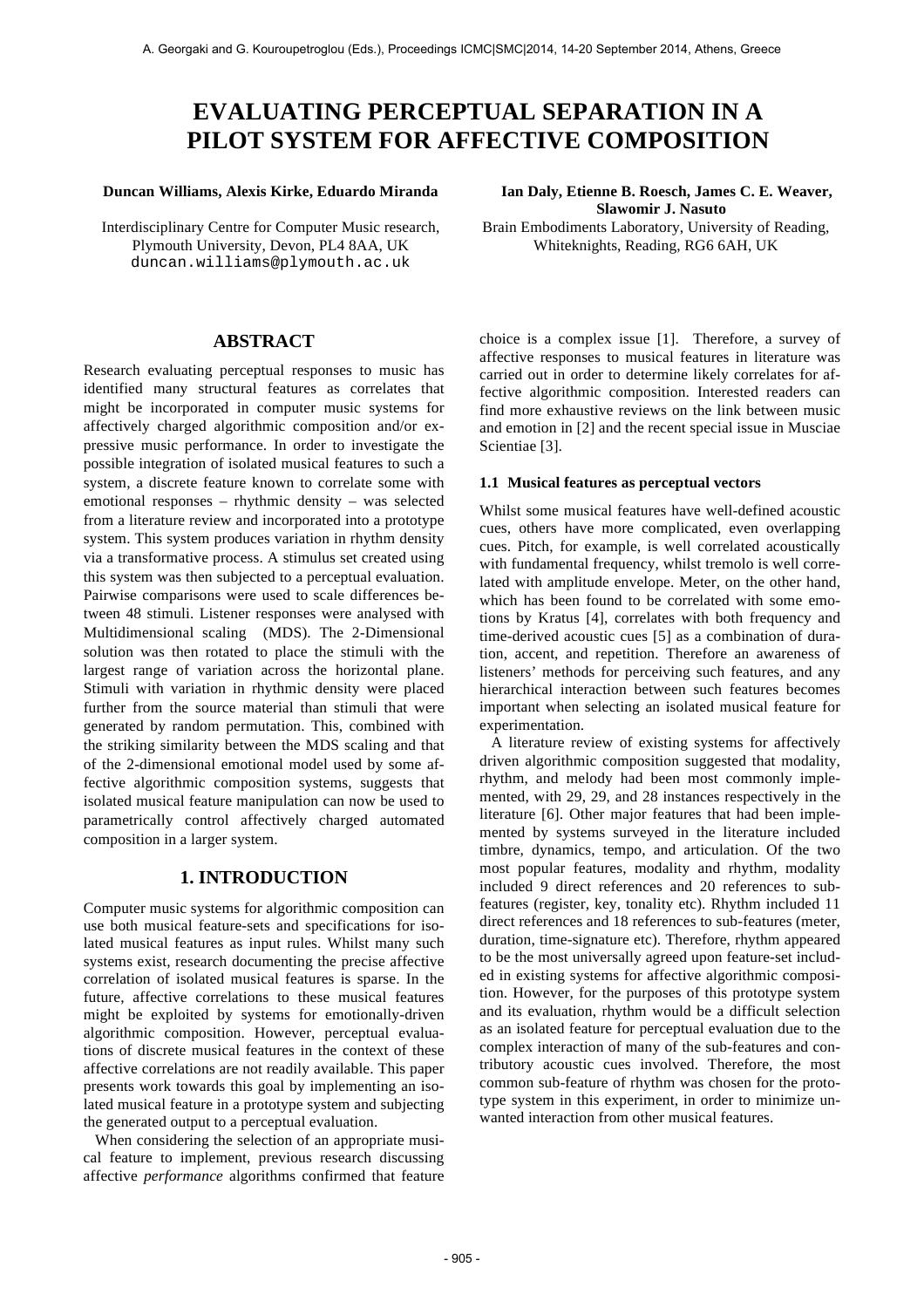# EVALUATING PERCEPTUAL SEPARATION IN A PILOT SYSTEM FOR AFFECTIVE COMPOSITION

**Duncan Williams, Alexis Kirke, Eduardo Miranda**

Interdisciplinary Centre for Computer Music research, Plymouth University, Devon, PL4 8AA, UK
duncan.williams@plymouth.ac.uk

**Ian Daly, Etienne B. Roesch, James C. E. Weaver, Slawomir J. Nasuto**

Brain Embodiments Laboratory, University of Reading, Whiteknights, Reading, RG6 6AH, UK

## ABSTRACT

Research evaluating perceptual responses to music has identified many structural features as correlates that might be incorporated in computer music systems for affectively charged algorithmic composition and/or expressive music performance. In order to investigate the possible integration of isolated musical features to such a system, a discrete feature known to correlate some with emotional responses – rhythmic density – was selected from a literature review and incorporated into a prototype system. This system produces variation in rhythm density via a transformative process. A stimulus set created using this system was then subjected to a perceptual evaluation. Pairwise comparisons were used to scale differences between 48 stimuli. Listener responses were analysed with Multidimensional scaling (MDS). The 2-Dimensional solution was then rotated to place the stimuli with the largest range of variation across the horizontal plane. Stimuli with variation in rhythmic density were placed further from the source material than stimuli that were generated by random permutation. This, combined with the striking similarity between the MDS scaling and that of the 2-dimensional emotional model used by some affective algorithmic composition systems, suggests that isolated musical feature manipulation can now be used to parametrically control affectively charged automated composition in a larger system.

## 1. INTRODUCTION

Computer music systems for algorithmic composition can use both musical feature-sets and specifications for isolated musical features as input rules. Whilst many such systems exist, research documenting the precise affective correlation of isolated musical features is sparse. In the future, affective correlations to these musical features might be exploited by systems for emotionally-driven algorithmic composition. However, perceptual evaluations of discrete musical features in the context of these affective correlations are not readily available. This paper presents work towards this goal by implementing an isolated musical feature in a prototype system and subjecting the generated output to a perceptual evaluation.

When considering the selection of an appropriate musical feature to implement, previous research discussing affective *performance* algorithms confirmed that feature choice is a complex issue [1]. Therefore, a survey of affective responses to musical features in literature was carried out in order to determine likely correlates for affective algorithmic composition. Interested readers can find more exhaustive reviews on the link between music and emotion in [2] and the recent special issue in Musciae Scientiae [3].

### 1.1 Musical features as perceptual vectors

Whilst some musical features have well-defined acoustic cues, others have more complicated, even overlapping cues. Pitch, for example, is well correlated acoustically with fundamental frequency, whilst tremolo is well correlated with amplitude envelope. Meter, on the other hand, which has been found to be correlated with some emotions by Kratus [4], correlates with both frequency and time-derived acoustic cues [5] as a combination of duration, accent, and repetition. Therefore an awareness of listeners' methods for perceiving such features, and any hierarchical interaction between such features becomes important when selecting an isolated musical feature for experimentation.

A literature review of existing systems for affectively driven algorithmic composition suggested that modality, rhythm, and melody had been most commonly implemented, with 29, 29, and 28 instances respectively in the literature [6]. Other major features that had been implemented by systems surveyed in the literature included timbre, dynamics, tempo, and articulation. Of the two most popular features, modality and rhythm, modality included 9 direct references and 20 references to sub-features (register, key, tonality etc). Rhythm included 11 direct references and 18 references to sub-features (meter, duration, time-signature etc). Therefore, rhythm appeared to be the most universally agreed upon feature-set included in existing systems for affective algorithmic composition. However, for the purposes of this prototype system and its evaluation, rhythm would be a difficult selection as an isolated feature for perceptual evaluation due to the complex interaction of many of the sub-features and contributory acoustic cues involved. Therefore, the most common sub-feature of rhythm was chosen for the prototype system in this experiment, in order to minimize unwanted interaction from other musical features.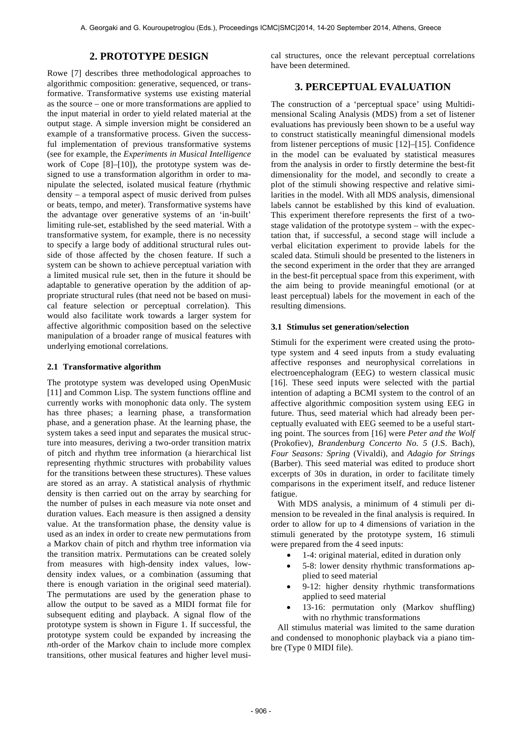## 2. PROTOTYPE DESIGN

Rowe [7] describes three methodological approaches to algorithmic composition: generative, sequenced, or transformative. Transformative systems use existing material as the source – one or more transformations are applied to the input material in order to yield related material at the output stage. A simple inversion might be considered an example of a transformative process. Given the successful implementation of previous transformative systems (see for example, the *Experiments in Musical Intelligence* work of Cope [8]–[10]), the prototype system was designed to use a transformation algorithm in order to manipulate the selected, isolated musical feature (rhythmic density – a temporal aspect of music derived from pulses or beats, tempo, and meter). Transformative systems have the advantage over generative systems of an 'in-built' limiting rule-set, established by the seed material. With a transformative system, for example, there is no necessity to specify a large body of additional structural rules outside of those affected by the chosen feature. If such a system can be shown to achieve perceptual variation with a limited musical rule set, then in the future it should be adaptable to generative operation by the addition of appropriate structural rules (that need not be based on musical feature selection or perceptual correlation). This would also facilitate work towards a larger system for affective algorithmic composition based on the selective manipulation of a broader range of musical features with underlying emotional correlations.

### 2.1 Transformative algorithm

The prototype system was developed using OpenMusic [11] and Common Lisp. The system functions offline and currently works with monophonic data only. The system has three phases; a learning phase, a transformation phase, and a generation phase. At the learning phase, the system takes a seed input and separates the musical structure into measures, deriving a two-order transition matrix of pitch and rhythm tree information (a hierarchical list representing rhythmic structures with probability values for the transitions between these structures). These values are stored as an array. A statistical analysis of rhythmic density is then carried out on the array by searching for the number of pulses in each measure via note onset and duration values. Each measure is then assigned a density value. At the transformation phase, the density value is used as an index in order to create new permutations from a Markov chain of pitch and rhythm tree information via the transition matrix. Permutations can be created solely from measures with high-density index values, low-density index values, or a combination (assuming that there is enough variation in the original seed material). The permutations are used by the generation phase to allow the output to be saved as a MIDI format file for subsequent editing and playback. A signal flow of the prototype system is shown in Figure 1. If successful, the prototype system could be expanded by increasing the *n*th-order of the Markov chain to include more complex transitions, other musical features and higher level musical structures, once the relevant perceptual correlations have been determined.

## 3. PERCEPTUAL EVALUATION

The construction of a 'perceptual space' using Multidimensional Scaling Analysis (MDS) from a set of listener evaluations has previously been shown to be a useful way to construct statistically meaningful dimensional models from listener perceptions of music [12]–[15]. Confidence in the model can be evaluated by statistical measures from the analysis in order to firstly determine the best-fit dimensionality for the model, and secondly to create a plot of the stimuli showing respective and relative similarities in the model. With all MDS analysis, dimensional labels cannot be established by this kind of evaluation. This experiment therefore represents the first of a two-stage validation of the prototype system – with the expectation that, if successful, a second stage will include a verbal elicitation experiment to provide labels for the scaled data. Stimuli should be presented to the listeners in the second experiment in the order that they are arranged in the best-fit perceptual space from this experiment, with the aim being to provide meaningful emotional (or at least perceptual) labels for the movement in each of the resulting dimensions.

### 3.1 Stimulus set generation/selection

Stimuli for the experiment were created using the prototype system and 4 seed inputs from a study evaluating affective responses and neurophysical correlations in electroencephalogram (EEG) to western classical music [16]. These seed inputs were selected with the partial intention of adapting a BCMI system to the control of an affective algorithmic composition system using EEG in future. Thus, seed material which had already been perceptually evaluated with EEG seemed to be a useful starting point. The sources from [16] were *Peter and the Wolf* (Prokofiev), *Brandenburg Concerto No. 5* (J.S. Bach), *Four Seasons: Spring* (Vivaldi), and *Adagio for Strings* (Barber). This seed material was edited to produce short excerpts of 30s in duration, in order to facilitate timely comparisons in the experiment itself, and reduce listener fatigue.

With MDS analysis, a minimum of 4 stimuli per dimension to be revealed in the final analysis is required. In order to allow for up to 4 dimensions of variation in the stimuli generated by the prototype system, 16 stimuli were prepared from the 4 seed inputs:

- 1-4: original material, edited in duration only
- 5-8: lower density rhythmic transformations applied to seed material
- 9-12: higher density rhythmic transformations applied to seed material
- 13-16: permutation only (Markov shuffling) with no rhythmic transformations

All stimulus material was limited to the same duration and condensed to monophonic playback via a piano timbre (Type 0 MIDI file).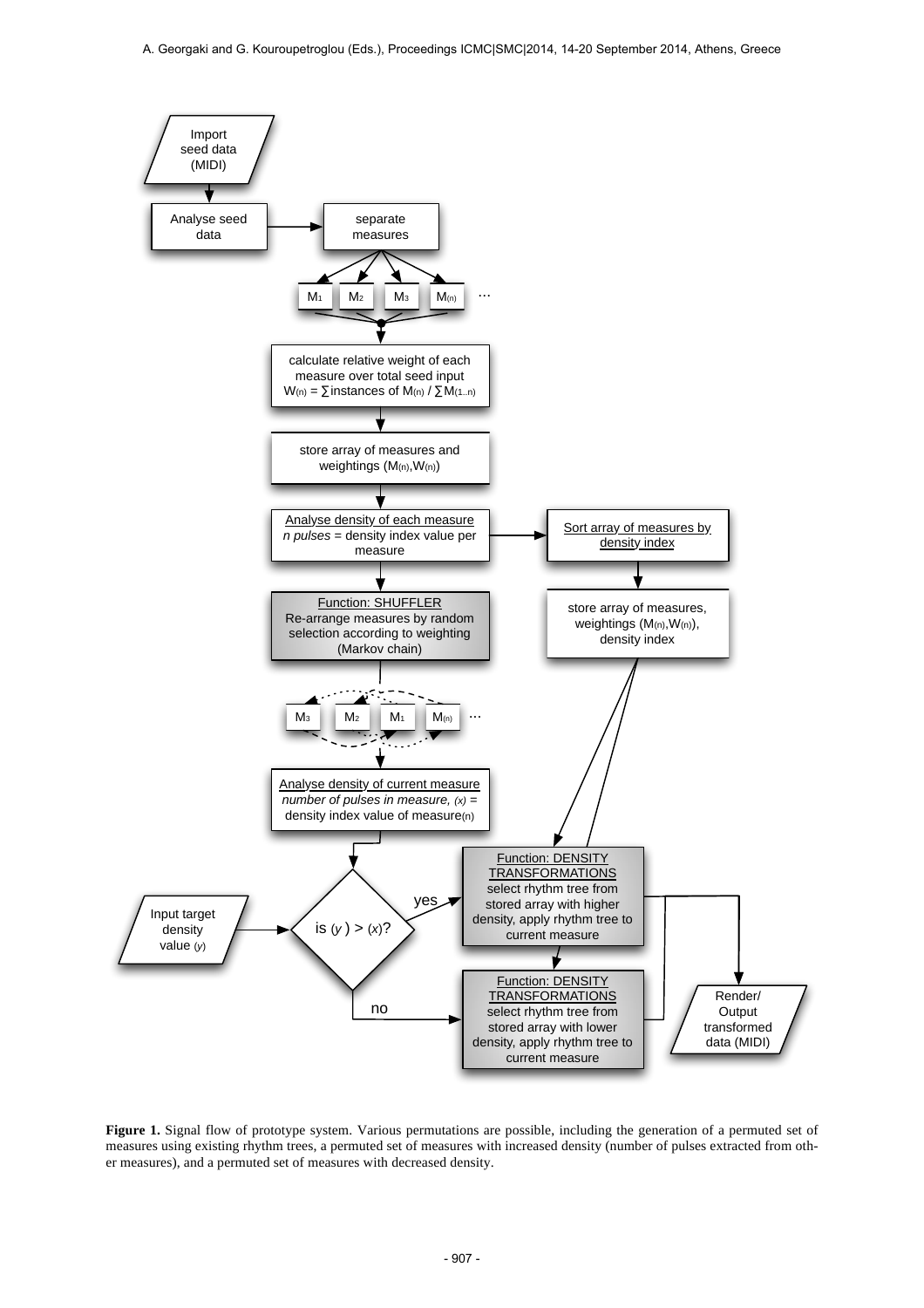**Figure 1.** Signal flow of prototype system. Various permutations are possible, including the generation of a permuted set of measures using existing rhythm trees, a permuted set of measures with increased density (number of pulses extracted from other measures), and a permuted set of measures with decreased density.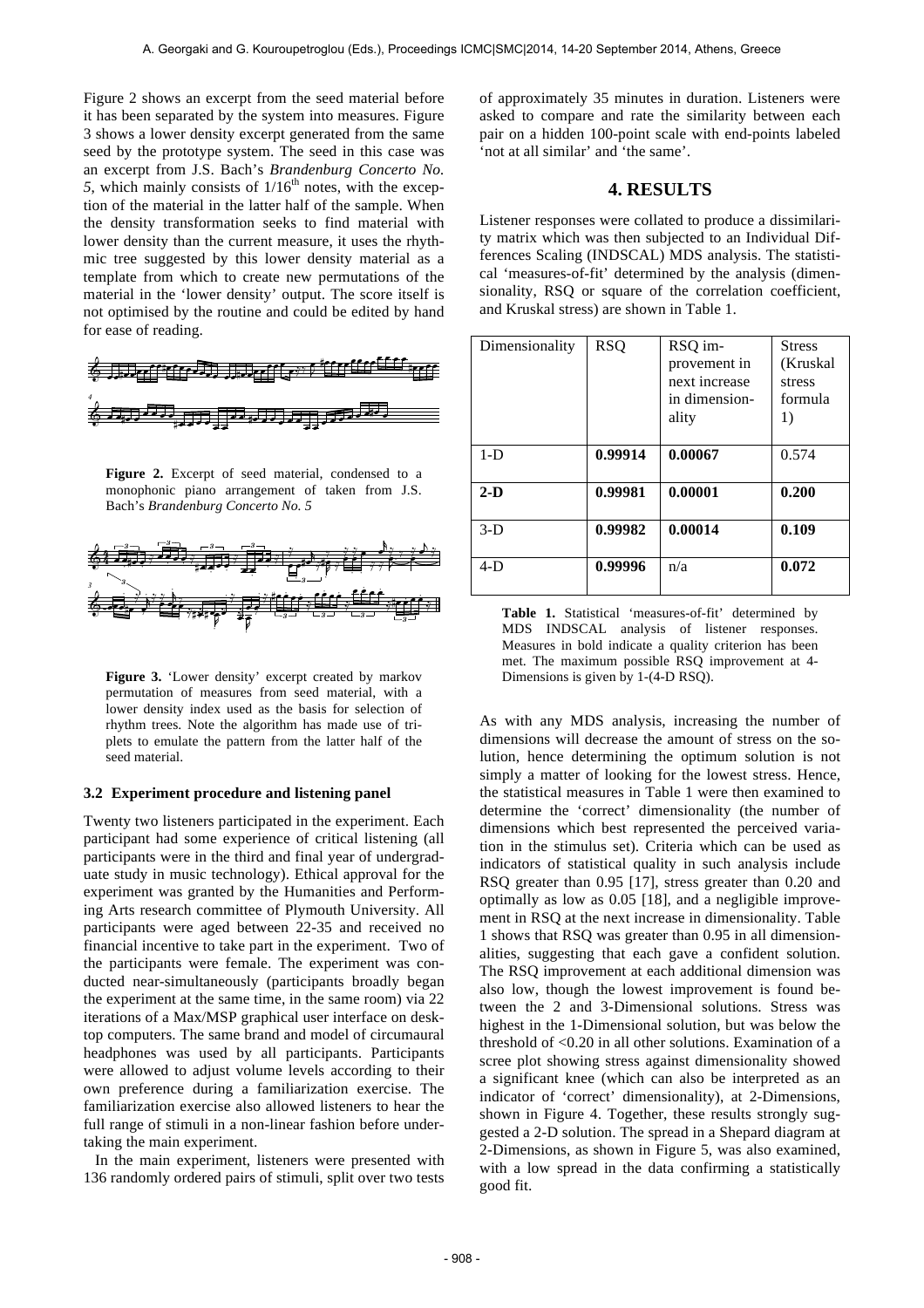Figure 2 shows an excerpt from the seed material before it has been separated by the system into measures. Figure 3 shows a lower density excerpt generated from the same seed by the prototype system. The seed in this case was an excerpt from J.S. Bach's *Brandenburg Concerto No. 5*, which mainly consists of $1/16^{th}$ notes, with the exception of the material in the latter half of the sample. When the density transformation seeks to find material with lower density than the current measure, it uses the rhythmic tree suggested by this lower density material as a template from which to create new permutations of the material in the 'lower density' output. The score itself is not optimised by the routine and could be edited by hand for ease of reading.

**Figure 2.** Excerpt of seed material, condensed to a monophonic piano arrangement of taken from J.S. Bach's *Brandenburg Concerto No. 5*

**Figure 3.** 'Lower density' excerpt created by markov permutation of measures from seed material, with a lower density index used as the basis for selection of rhythm trees. Note the algorithm has made use of triplets to emulate the pattern from the latter half of the seed material.

### 3.2 Experiment procedure and listening panel

Twenty two listeners participated in the experiment. Each participant had some experience of critical listening (all participants were in the third and final year of undergraduate study in music technology). Ethical approval for the experiment was granted by the Humanities and Performing Arts research committee of Plymouth University. All participants were aged between 22-35 and received no financial incentive to take part in the experiment. Two of the participants were female. The experiment was conducted near-simultaneously (participants broadly began the experiment at the same time, in the same room) via 22 iterations of a Max/MSP graphical user interface on desktop computers. The same brand and model of circumaural headphones was used by all participants. Participants were allowed to adjust volume levels according to their own preference during a familiarization exercise. The familiarization exercise also allowed listeners to hear the full range of stimuli in a non-linear fashion before undertaking the main experiment.

In the main experiment, listeners were presented with 136 randomly ordered pairs of stimuli, split over two tests of approximately 35 minutes in duration. Listeners were asked to compare and rate the similarity between each pair on a hidden 100-point scale with end-points labeled 'not at all similar' and 'the same'.

## 4. RESULTS

Listener responses were collated to produce a dissimilarity matrix which was then subjected to an Individual Differences Scaling (INDSCAL) MDS analysis. The statistical 'measures-of-fit' determined by the analysis (dimensionality, RSQ or square of the correlation coefficient, and Kruskal stress) are shown in Table 1.

| Dimensionality | RSQ | RSQ improvement in next increase in dimensionality | Stress (Kruskal stress formula 1) |
|---|---|---|---|
| 1-D | **0.99914** | **0.00067** | 0.574 |
| **2-D** | **0.99981** | **0.00001** | **0.200** |
| 3-D | **0.99982** | **0.00014** | **0.109** |
| 4-D | **0.99996** | n/a | **0.072** |

**Table 1.** Statistical 'measures-of-fit' determined by MDS INDSCAL analysis of listener responses. Measures in bold indicate a quality criterion has been met. The maximum possible RSQ improvement at 4-Dimensions is given by 1-(4-D RSQ).

As with any MDS analysis, increasing the number of dimensions will decrease the amount of stress on the solution, hence determining the optimum solution is not simply a matter of looking for the lowest stress. Hence, the statistical measures in Table 1 were then examined to determine the 'correct' dimensionality (the number of dimensions which best represented the perceived variation in the stimulus set). Criteria which can be used as indicators of statistical quality in such analysis include RSQ greater than 0.95 [17], stress greater than 0.20 and optimally as low as 0.05 [18], and a negligible improvement in RSQ at the next increase in dimensionality. Table 1 shows that RSQ was greater than 0.95 in all dimensionalities, suggesting that each gave a confident solution. The RSQ improvement at each additional dimension was also low, though the lowest improvement is found between the 2 and 3-Dimensional solutions. Stress was highest in the 1-Dimensional solution, but was below the threshold of <0.20 in all other solutions. Examination of a scree plot showing stress against dimensionality showed a significant knee (which can also be interpreted as an indicator of 'correct' dimensionality), at 2-Dimensions, shown in Figure 4. Together, these results strongly suggested a 2-D solution. The spread in a Shepard diagram at 2-Dimensions, as shown in Figure 5, was also examined, with a low spread in the data confirming a statistically good fit.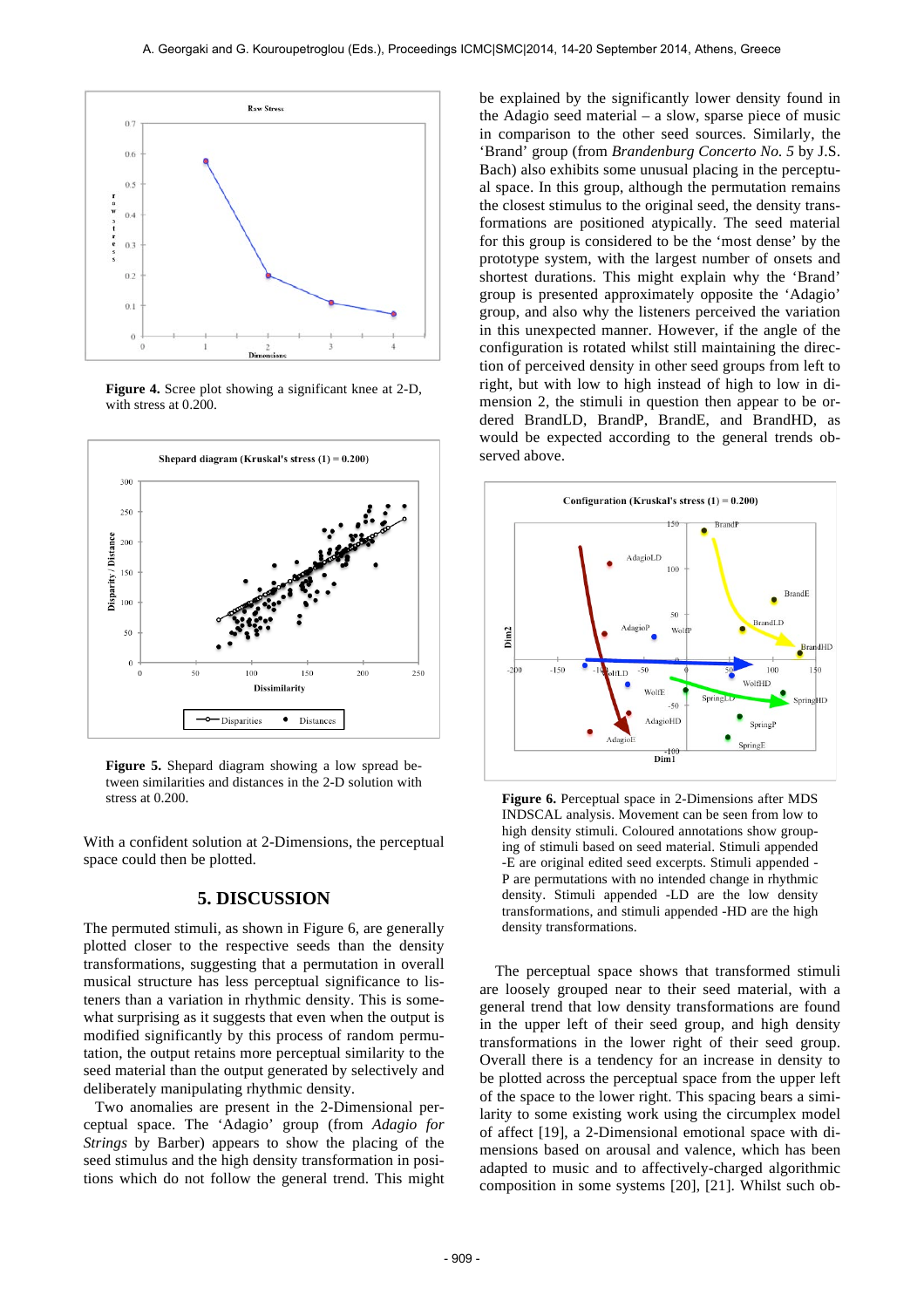**Figure 4.** Scree plot showing a significant knee at 2-D, with stress at 0.200.

**Figure 5.** Shepard diagram showing a low spread between similarities and distances in the 2-D solution with stress at 0.200.

With a confident solution at 2-Dimensions, the perceptual space could then be plotted.

## 5. DISCUSSION

The permuted stimuli, as shown in Figure 6, are generally plotted closer to the respective seeds than the density transformations, suggesting that a permutation in overall musical structure has less perceptual significance to listeners than a variation in rhythmic density. This is somewhat surprising as it suggests that even when the output is modified significantly by this process of random permutation, the output retains more perceptual similarity to the seed material than the output generated by selectively and deliberately manipulating rhythmic density.

Two anomalies are present in the 2-Dimensional perceptual space. The 'Adagio' group (from *Adagio for Strings* by Barber) appears to show the placing of the seed stimulus and the high density transformation in positions which do not follow the general trend. This might be explained by the significantly lower density found in the Adagio seed material – a slow, sparse piece of music in comparison to the other seed sources. Similarly, the 'Brand' group (from *Brandenburg Concerto No. 5* by J.S. Bach) also exhibits some unusual placing in the perceptual space. In this group, although the permutation remains the closest stimulus to the original seed, the density transformations are positioned atypically. The seed material for this group is considered to be the 'most dense' by the prototype system, with the largest number of onsets and shortest durations. This might explain why the 'Brand' group is presented approximately opposite the 'Adagio' group, and also why the listeners perceived the variation in this unexpected manner. However, if the angle of the configuration is rotated whilst still maintaining the direction of perceived density in other seed groups from left to right, but with low to high instead of high to low in dimension 2, the stimuli in question then appear to be ordered BrandLD, BrandP, BrandE, and BrandHD, as would be expected according to the general trends observed above.

**Figure 6.** Perceptual space in 2-Dimensions after MDS INDSCAL analysis. Movement can be seen from low to high density stimuli. Coloured annotations show grouping of stimuli based on seed material. Stimuli appended -E are original edited seed excerpts. Stimuli appended -P are permutations with no intended change in rhythmic density. Stimuli appended -LD are the low density transformations, and stimuli appended -HD are the high density transformations.

The perceptual space shows that transformed stimuli are loosely grouped near to their seed material, with a general trend that low density transformations are found in the upper left of their seed group, and high density transformations in the lower right of their seed group. Overall there is a tendency for an increase in density to be plotted across the perceptual space from the upper left of the space to the lower right. This spacing bears a similarity to some existing work using the circumplex model of affect [19], a 2-Dimensional emotional space with dimensions based on arousal and valence, which has been adapted to music and to affectively-charged algorithmic composition in some systems [20], [21]. Whilst such ob-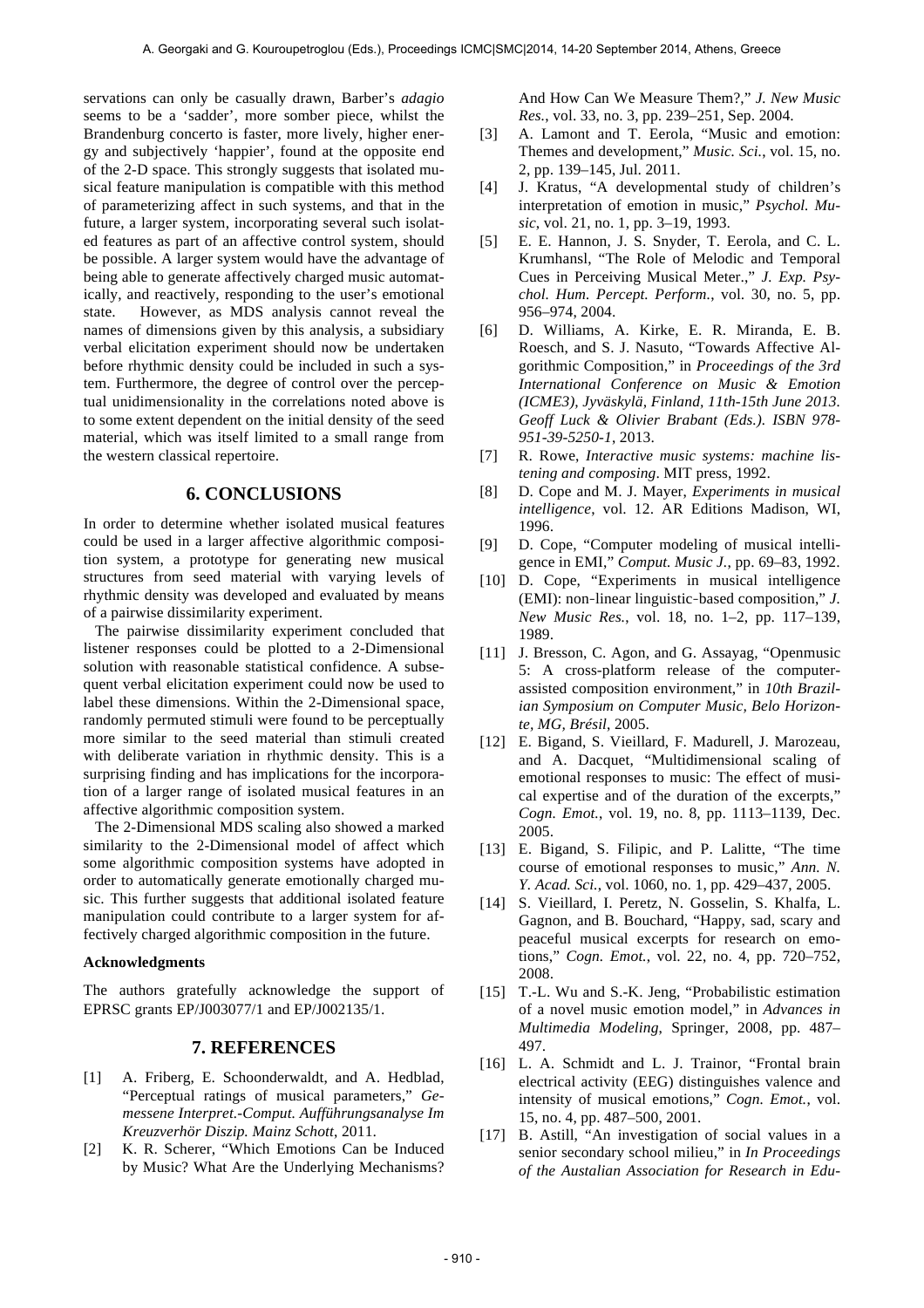servations can only be casually drawn, Barber's *adagio* seems to be a 'sadder', more somber piece, whilst the Brandenburg concerto is faster, more lively, higher energy and subjectively 'happier', found at the opposite end of the 2-D space. This strongly suggests that isolated musical feature manipulation is compatible with this method of parameterizing affect in such systems, and that in the future, a larger system, incorporating several such isolated features as part of an affective control system, should be possible. A larger system would have the advantage of being able to generate affectively charged music automatically, and reactively, responding to the user's emotional state. However, as MDS analysis cannot reveal the names of dimensions given by this analysis, a subsidiary verbal elicitation experiment should now be undertaken before rhythmic density could be included in such a system. Furthermore, the degree of control over the perceptual unidimensionality in the correlations noted above is to some extent dependent on the initial density of the seed material, which was itself limited to a small range from the western classical repertoire.

## 6. CONCLUSIONS

In order to determine whether isolated musical features could be used in a larger affective algorithmic composition system, a prototype for generating new musical structures from seed material with varying levels of rhythmic density was developed and evaluated by means of a pairwise dissimilarity experiment.

The pairwise dissimilarity experiment concluded that listener responses could be plotted to a 2-Dimensional solution with reasonable statistical confidence. A subsequent verbal elicitation experiment could now be used to label these dimensions. Within the 2-Dimensional space, randomly permuted stimuli were found to be perceptually more similar to the seed material than stimuli created with deliberate variation in rhythmic density. This is a surprising finding and has implications for the incorporation of a larger range of isolated musical features in an affective algorithmic composition system.

The 2-Dimensional MDS scaling also showed a marked similarity to the 2-Dimensional model of affect which some algorithmic composition systems have adopted in order to automatically generate emotionally charged music. This further suggests that additional isolated feature manipulation could contribute to a larger system for affectively charged algorithmic composition in the future.

### Acknowledgments

The authors gratefully acknowledge the support of EPRSC grants EP/J003077/1 and EP/J002135/1.

## 7. REFERENCES

[1] A. Friberg, E. Schoonderwaldt, and A. Hedblad, "Perceptual ratings of musical parameters," *Gemessene Interpret.-Comput. Aufführungsanalyse Im Kreuzverhör Diszip. Mainz Schott*, 2011.

[2] K. R. Scherer, "Which Emotions Can be Induced by Music? What Are the Underlying Mechanisms? And How Can We Measure Them?," *J. New Music Res.*, vol. 33, no. 3, pp. 239–251, Sep. 2004.

[3] A. Lamont and T. Eerola, "Music and emotion: Themes and development," *Music. Sci.*, vol. 15, no. 2, pp. 139–145, Jul. 2011.

[4] J. Kratus, "A developmental study of children's interpretation of emotion in music," *Psychol. Music*, vol. 21, no. 1, pp. 3–19, 1993.

[5] E. E. Hannon, J. S. Snyder, T. Eerola, and C. L. Krumhansl, "The Role of Melodic and Temporal Cues in Perceiving Musical Meter.," *J. Exp. Psychol. Hum. Percept. Perform.*, vol. 30, no. 5, pp. 956–974, 2004.

[6] D. Williams, A. Kirke, E. R. Miranda, E. B. Roesch, and S. J. Nasuto, "Towards Affective Algorithmic Composition," in *Proceedings of the 3rd International Conference on Music & Emotion (ICME3), Jyväskylä, Finland, 11th-15th June 2013. Geoff Luck & Olivier Brabant (Eds.). ISBN 978-951-39-5250-1*, 2013.

[7] R. Rowe, *Interactive music systems: machine listening and composing*. MIT press, 1992.

[8] D. Cope and M. J. Mayer, *Experiments in musical intelligence*, vol. 12. AR Editions Madison, WI, 1996.

[9] D. Cope, "Computer modeling of musical intelligence in EMI," *Comput. Music J.*, pp. 69–83, 1992.

[10] D. Cope, "Experiments in musical intelligence (EMI): non-linear linguistic-based composition," *J. New Music Res.*, vol. 18, no. 1–2, pp. 117–139, 1989.

[11] J. Bresson, C. Agon, and G. Assayag, "Openmusic 5: A cross-platform release of the computer-assisted composition environment," in *10th Brazilian Symposium on Computer Music, Belo Horizonte, MG, Brésil*, 2005.

[12] E. Bigand, S. Vieillard, F. Madurell, J. Marozeau, and A. Dacquet, "Multidimensional scaling of emotional responses to music: The effect of musical expertise and of the duration of the excerpts," *Cogn. Emot.*, vol. 19, no. 8, pp. 1113–1139, Dec. 2005.

[13] E. Bigand, S. Filipic, and P. Lalitte, "The time course of emotional responses to music," *Ann. N. Y. Acad. Sci.*, vol. 1060, no. 1, pp. 429–437, 2005.

[14] S. Vieillard, I. Peretz, N. Gosselin, S. Khalfa, L. Gagnon, and B. Bouchard, "Happy, sad, scary and peaceful musical excerpts for research on emotions," *Cogn. Emot.*, vol. 22, no. 4, pp. 720–752, 2008.

[15] T.-L. Wu and S.-K. Jeng, "Probabilistic estimation of a novel music emotion model," in *Advances in Multimedia Modeling*, Springer, 2008, pp. 487–497.

[16] L. A. Schmidt and L. J. Trainor, "Frontal brain electrical activity (EEG) distinguishes valence and intensity of musical emotions," *Cogn. Emot.*, vol. 15, no. 4, pp. 487–500, 2001.

[17] B. Astill, "An investigation of social values in a senior secondary school milieu," in *In Proceedings of the Austalian Association for Research in Edu-*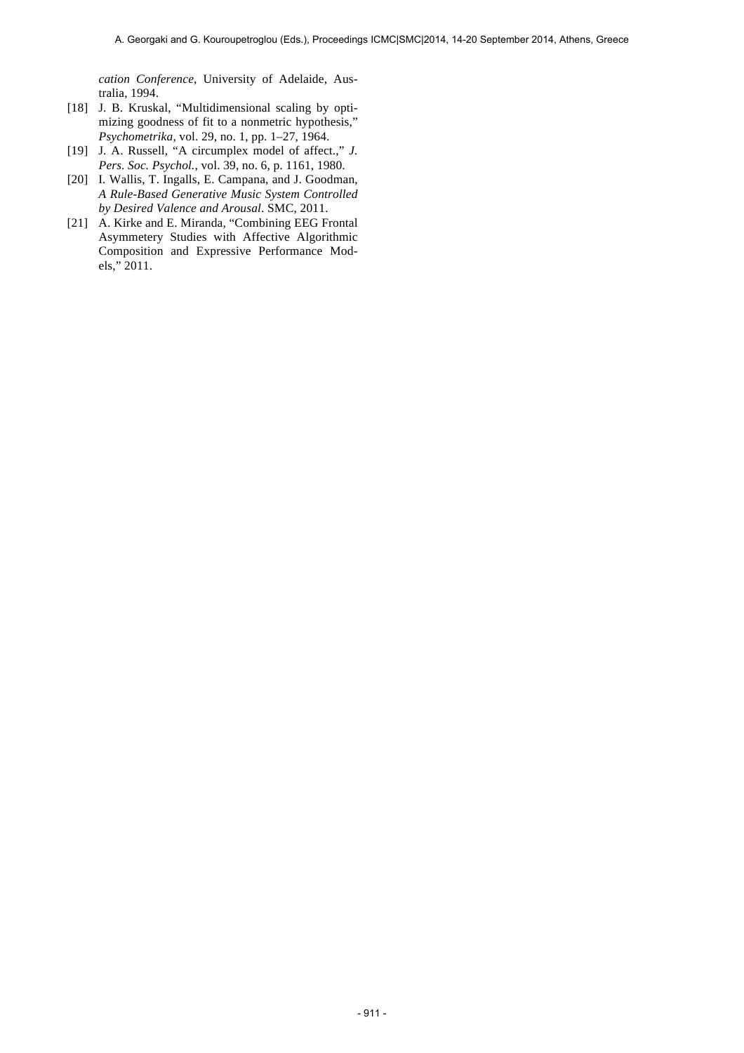*cation Conference*, University of Adelaide, Australia, 1994.

[18] J. B. Kruskal, "Multidimensional scaling by optimizing goodness of fit to a nonmetric hypothesis," *Psychometrika*, vol. 29, no. 1, pp. 1–27, 1964.

[19] J. A. Russell, "A circumplex model of affect.," *J. Pers. Soc. Psychol.*, vol. 39, no. 6, p. 1161, 1980.

[20] I. Wallis, T. Ingalls, E. Campana, and J. Goodman, *A Rule-Based Generative Music System Controlled by Desired Valence and Arousal*. SMC, 2011.

[21] A. Kirke and E. Miranda, "Combining EEG Frontal Asymmetery Studies with Affective Algorithmic Composition and Expressive Performance Models," 2011.